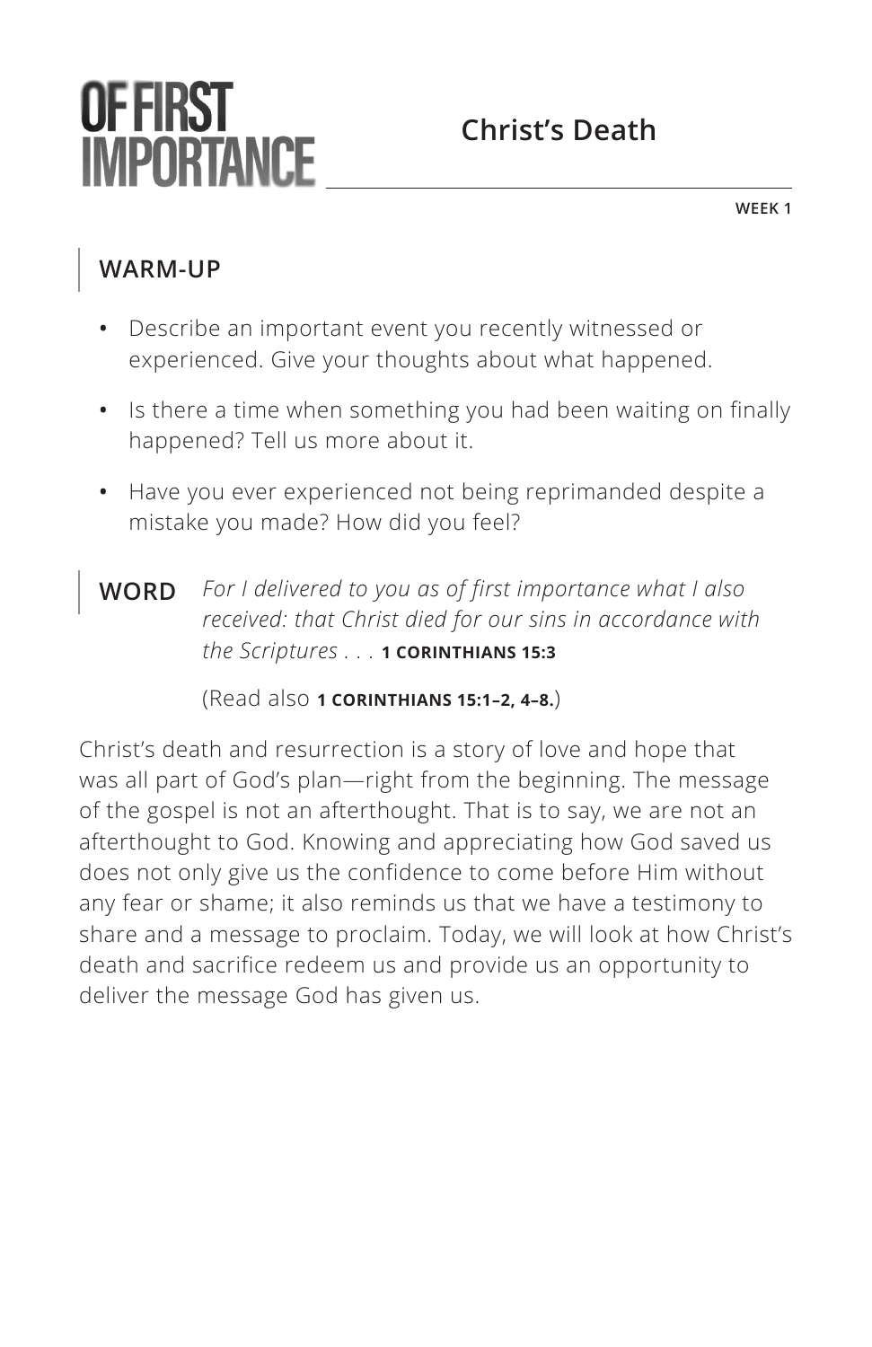# OF FIRST IMPORTANCE

## Christ's Death

**WEEK 1**

### WARM-UP

- Describe an important event you recently witnessed or experienced. Give your thoughts about what happened.
- Is there a time when something you had been waiting on finally happened? Tell us more about it.
- Have you ever experienced not being reprimanded despite a mistake you made? How did you feel?

### WORD

*For I delivered to you as of first importance what I also received: that Christ died for our sins in accordance with the Scriptures* . . . **1 CORINTHIANS 15:3**

(Read also **1 CORINTHIANS 15:1–2, 4–8.**)

Christ's death and resurrection is a story of love and hope that was all part of God's plan—right from the beginning. The message of the gospel is not an afterthought. That is to say, we are not an afterthought to God. Knowing and appreciating how God saved us does not only give us the confidence to come before Him without any fear or shame; it also reminds us that we have a testimony to share and a message to proclaim. Today, we will look at how Christ's death and sacrifice redeem us and provide us an opportunity to deliver the message God has given us.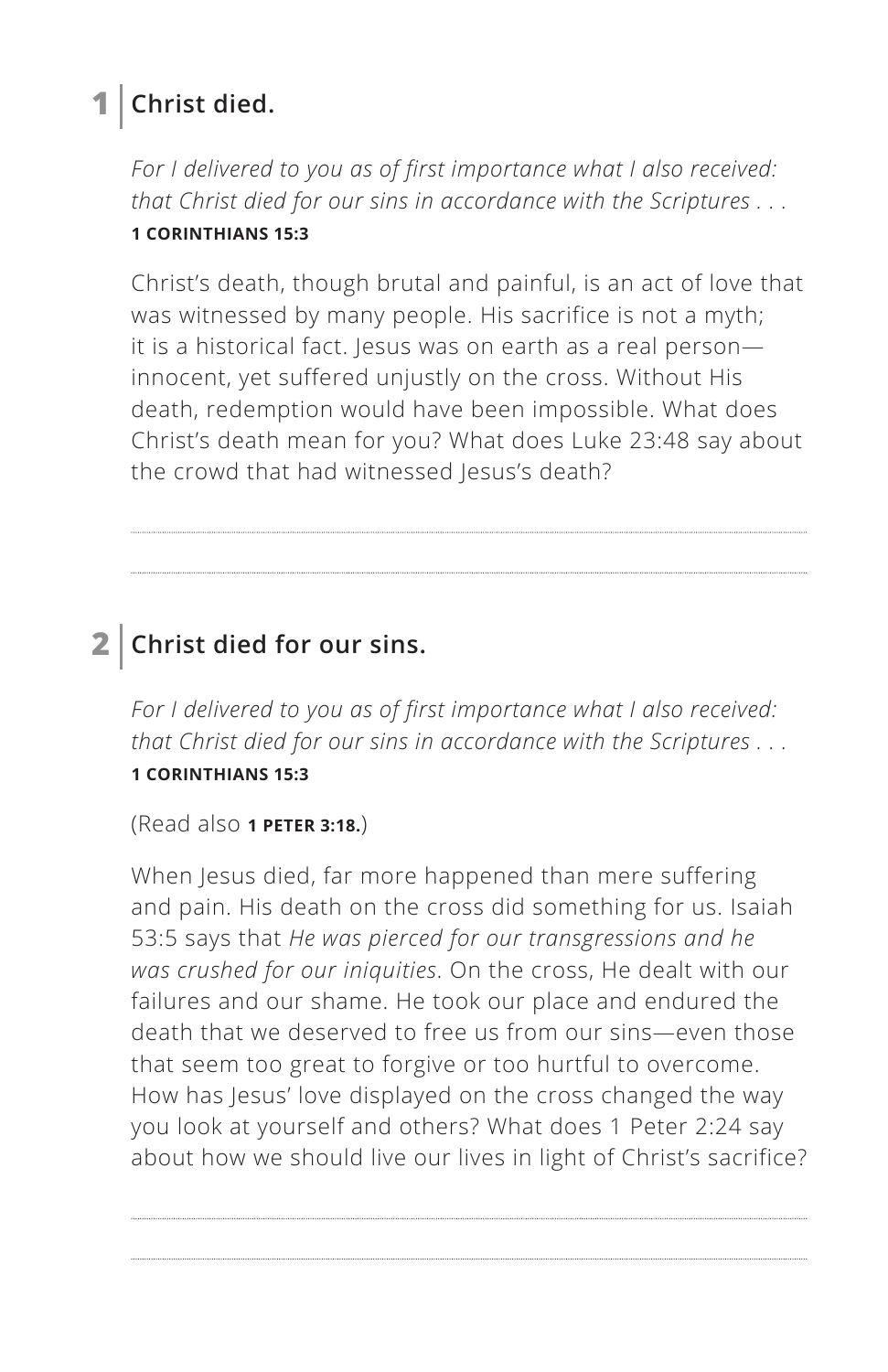## 1 | Christ died.

*For I delivered to you as of first importance what I also received: that Christ died for our sins in accordance with the Scriptures . . .*
**1 CORINTHIANS 15:3**

Christ's death, though brutal and painful, is an act of love that was witnessed by many people. His sacrifice is not a myth; it is a historical fact. Jesus was on earth as a real person—innocent, yet suffered unjustly on the cross. Without His death, redemption would have been impossible. What does Christ's death mean for you? What does Luke 23:48 say about the crowd that had witnessed Jesus's death?

## 2 | Christ died for our sins.

*For I delivered to you as of first importance what I also received: that Christ died for our sins in accordance with the Scriptures . . .*
**1 CORINTHIANS 15:3**

(Read also **1 PETER 3:18.**)

When Jesus died, far more happened than mere suffering and pain. His death on the cross did something for us. Isaiah 53:5 says that *He was pierced for our transgressions and he was crushed for our iniquities*. On the cross, He dealt with our failures and our shame. He took our place and endured the death that we deserved to free us from our sins—even those that seem too great to forgive or too hurtful to overcome. How has Jesus' love displayed on the cross changed the way you look at yourself and others? What does 1 Peter 2:24 say about how we should live our lives in light of Christ's sacrifice?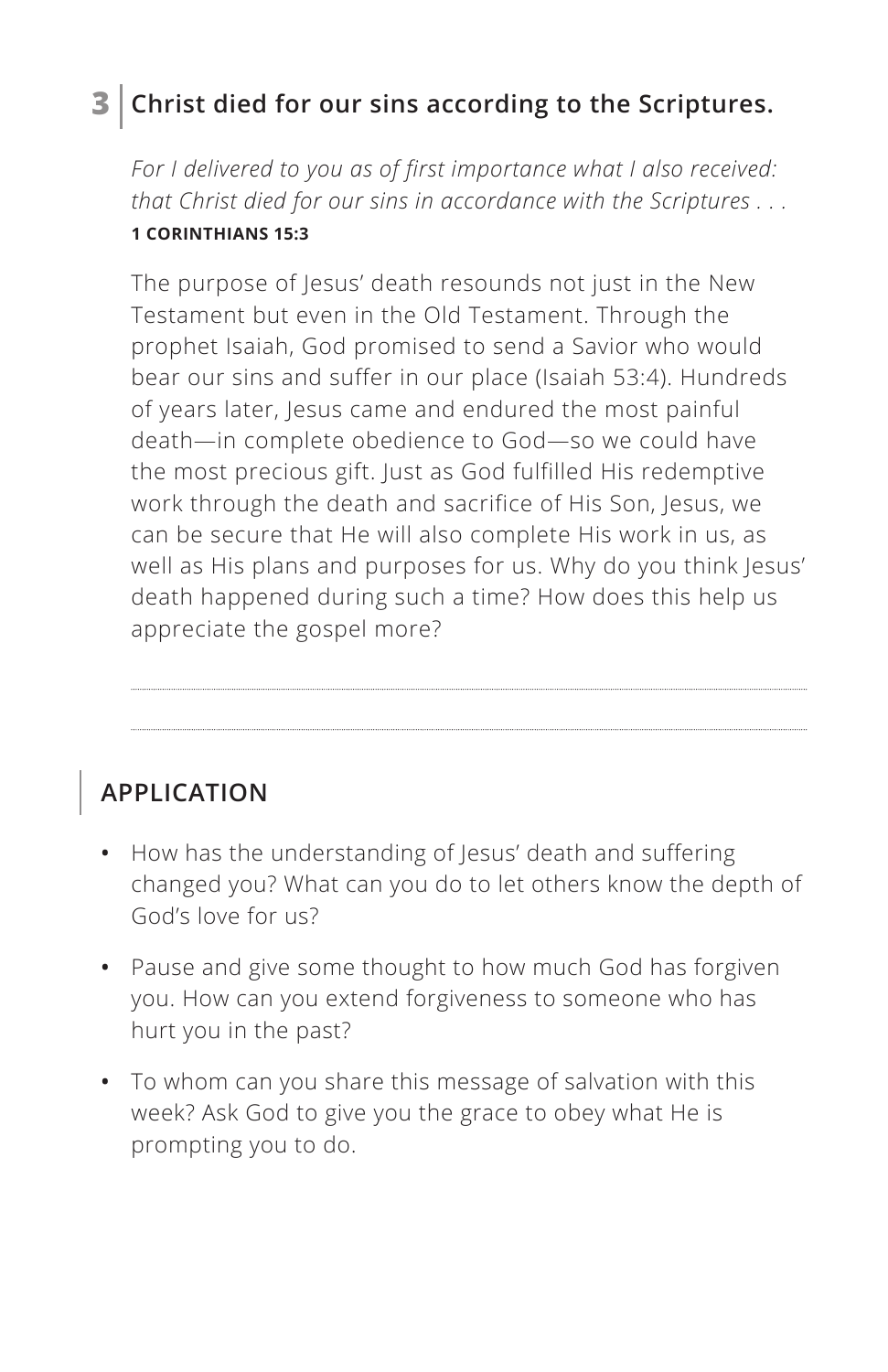## 3 | Christ died for our sins according to the Scriptures.

*For I delivered to you as of first importance what I also received: that Christ died for our sins in accordance with the Scriptures . . .*
**1 CORINTHIANS 15:3**

The purpose of Jesus' death resounds not just in the New Testament but even in the Old Testament. Through the prophet Isaiah, God promised to send a Savior who would bear our sins and suffer in our place (Isaiah 53:4). Hundreds of years later, Jesus came and endured the most painful death—in complete obedience to God—so we could have the most precious gift. Just as God fulfilled His redemptive work through the death and sacrifice of His Son, Jesus, we can be secure that He will also complete His work in us, as well as His plans and purposes for us. Why do you think Jesus' death happened during such a time? How does this help us appreciate the gospel more?

## APPLICATION

- How has the understanding of Jesus' death and suffering changed you? What can you do to let others know the depth of God's love for us?
- Pause and give some thought to how much God has forgiven you. How can you extend forgiveness to someone who has hurt you in the past?
- To whom can you share this message of salvation with this week? Ask God to give you the grace to obey what He is prompting you to do.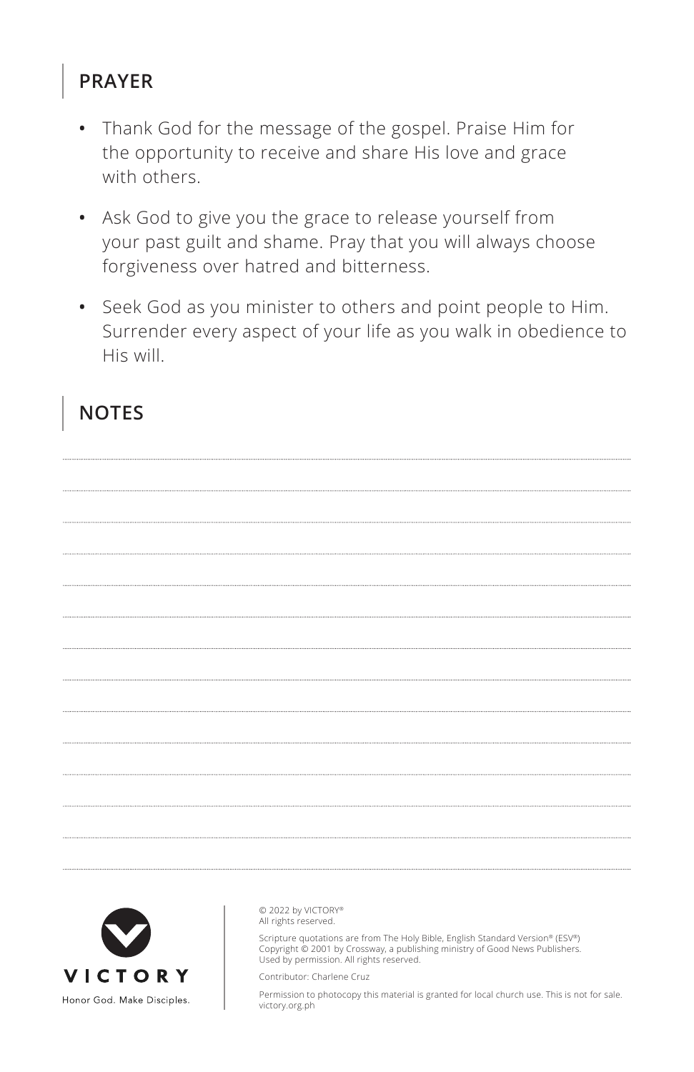## PRAYER

- Thank God for the message of the gospel. Praise Him for the opportunity to receive and share His love and grace with others.
- Ask God to give you the grace to release yourself from your past guilt and shame. Pray that you will always choose forgiveness over hatred and bitterness.
- Seek God as you minister to others and point people to Him. Surrender every aspect of your life as you walk in obedience to His will.

## NOTES

VICTORY

Honor God. Make Disciples.

© 2022 by VICTORY®
All rights reserved.

Scripture quotations are from The Holy Bible, English Standard Version® (ESV®) Copyright © 2001 by Crossway, a publishing ministry of Good News Publishers. Used by permission. All rights reserved.

Contributor: Charlene Cruz

Permission to photocopy this material is granted for local church use. This is not for sale.
victory.org.ph